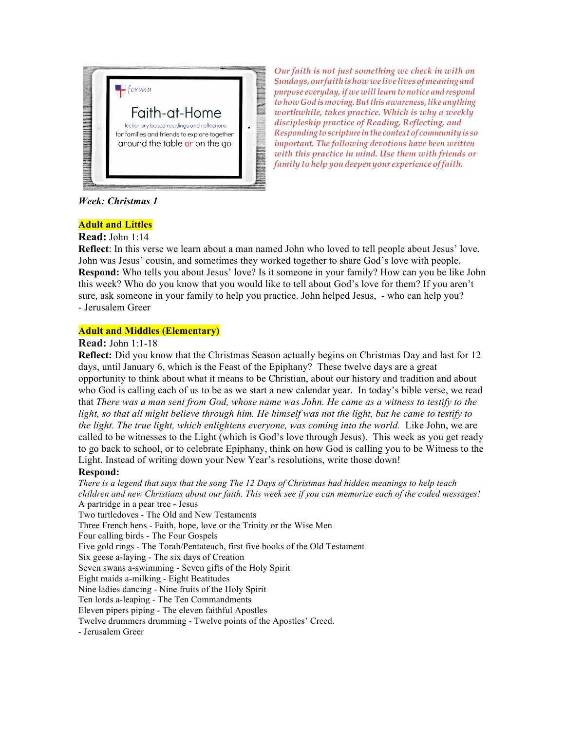forma

# Faith-at-Home

lectionary based readings and reflections

for families and friends to explore together

around the table or on the go

*Our faith is not just something we check in with on Sundays, our faith is how we live lives of meaning and purpose everyday, if we will learn to notice and respond to how God is moving. But this awareness, like anything worthwhile, takes practice. Which is why a weekly discipleship practice of Reading, Reflecting, and Responding to scripture in the context of community is so important. The following devotions have been written with this practice in mind. Use them with friends or family to help you deepen your experience of faith.*

***Week: Christmas 1***

## Adult and Littles

**Read:** John 1:14

**Reflect**: In this verse we learn about a man named John who loved to tell people about Jesus' love. John was Jesus' cousin, and sometimes they worked together to share God's love with people.

**Respond:** Who tells you about Jesus' love? Is it someone in your family? How can you be like John this week? Who do you know that you would like to tell about God's love for them? If you aren't sure, ask someone in your family to help you practice. John helped Jesus, - who can help you?

- Jerusalem Greer

## Adult and Middles (Elementary)

**Read:** John 1:1-18

**Reflect:** Did you know that the Christmas Season actually begins on Christmas Day and last for 12 days, until January 6, which is the Feast of the Epiphany? These twelve days are a great opportunity to think about what it means to be Christian, about our history and tradition and about who God is calling each of us to be as we start a new calendar year. In today's bible verse, we read that *There was a man sent from God, whose name was John. He came as a witness to testify to the light, so that all might believe through him. He himself was not the light, but he came to testify to the light. The true light, which enlightens everyone, was coming into the world.* Like John, we are called to be witnesses to the Light (which is God's love through Jesus). This week as you get ready to go back to school, or to celebrate Epiphany, think on how God is calling you to be Witness to the Light. Instead of writing down your New Year's resolutions, write those down!

**Respond:**

*There is a legend that says that the song The 12 Days of Christmas had hidden meanings to help teach children and new Christians about our faith. This week see if you can memorize each of the coded messages!*

A partridge in a pear tree - Jesus
Two turtledoves - The Old and New Testaments
Three French hens - Faith, hope, love or the Trinity or the Wise Men
Four calling birds - The Four Gospels
Five gold rings - The Torah/Pentateuch, first five books of the Old Testament
Six geese a-laying - The six days of Creation
Seven swans a-swimming - Seven gifts of the Holy Spirit
Eight maids a-milking - Eight Beatitudes
Nine ladies dancing - Nine fruits of the Holy Spirit
Ten lords a-leaping - The Ten Commandments
Eleven pipers piping - The eleven faithful Apostles
Twelve drummers drumming - Twelve points of the Apostles' Creed.

- Jerusalem Greer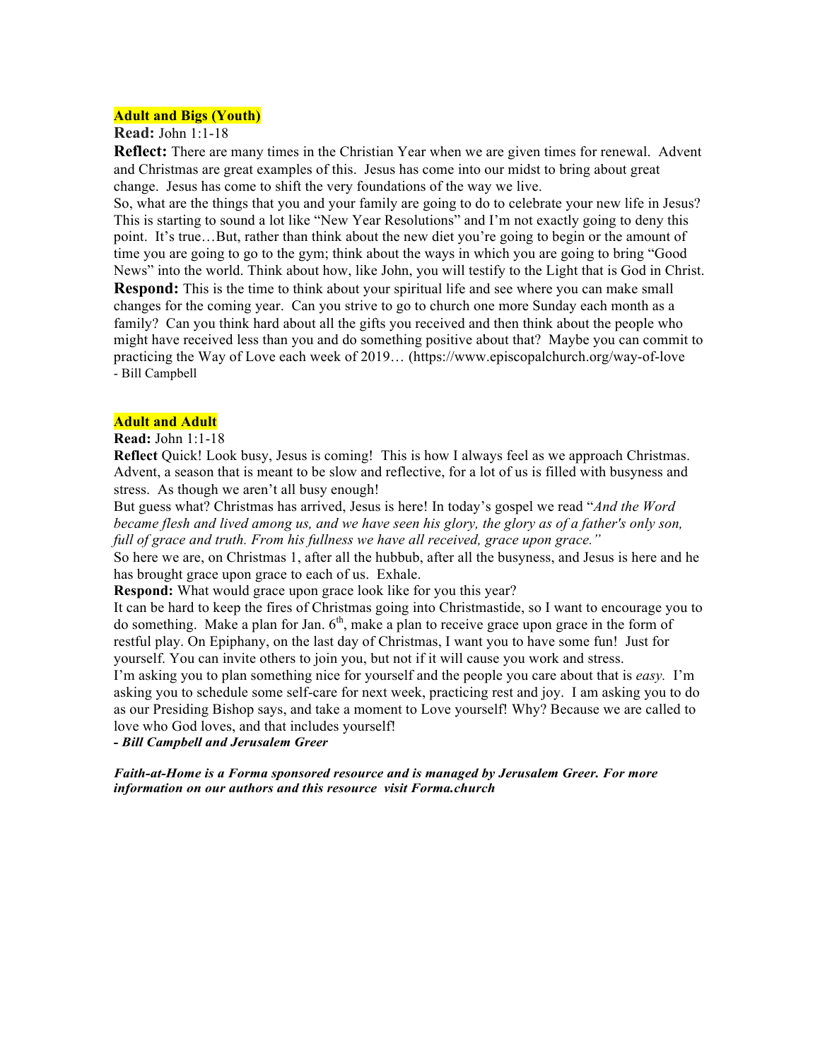**Adult and Bigs (Youth)**

**Read:** John 1:1-18

**Reflect:** There are many times in the Christian Year when we are given times for renewal. Advent and Christmas are great examples of this. Jesus has come into our midst to bring about great change. Jesus has come to shift the very foundations of the way we live.

So, what are the things that you and your family are going to do to celebrate your new life in Jesus? This is starting to sound a lot like "New Year Resolutions" and I'm not exactly going to deny this point. It's true…But, rather than think about the new diet you're going to begin or the amount of time you are going to go to the gym; think about the ways in which you are going to bring "Good News" into the world. Think about how, like John, you will testify to the Light that is God in Christ.

**Respond:** This is the time to think about your spiritual life and see where you can make small changes for the coming year. Can you strive to go to church one more Sunday each month as a family? Can you think hard about all the gifts you received and then think about the people who might have received less than you and do something positive about that? Maybe you can commit to practicing the Way of Love each week of 2019… (https://www.episcopalchurch.org/way-of-love

- Bill Campbell

**Adult and Adult**

**Read:** John 1:1-18

**Reflect** Quick! Look busy, Jesus is coming! This is how I always feel as we approach Christmas. Advent, a season that is meant to be slow and reflective, for a lot of us is filled with busyness and stress. As though we aren't all busy enough!

But guess what? Christmas has arrived, Jesus is here! In today's gospel we read "*And the Word became flesh and lived among us, and we have seen his glory, the glory as of a father's only son, full of grace and truth. From his fullness we have all received, grace upon grace."*

So here we are, on Christmas 1, after all the hubbub, after all the busyness, and Jesus is here and he has brought grace upon grace to each of us. Exhale.

**Respond:** What would grace upon grace look like for you this year?

It can be hard to keep the fires of Christmas going into Christmastide, so I want to encourage you to do something. Make a plan for Jan. 6th, make a plan to receive grace upon grace in the form of restful play. On Epiphany, on the last day of Christmas, I want you to have some fun! Just for yourself. You can invite others to join you, but not if it will cause you work and stress.

I'm asking you to plan something nice for yourself and the people you care about that is *easy.* I'm asking you to schedule some self-care for next week, practicing rest and joy. I am asking you to do as our Presiding Bishop says, and take a moment to Love yourself! Why? Because we are called to love who God loves, and that includes yourself!

***- Bill Campbell and Jerusalem Greer***

***Faith-at-Home is a Forma sponsored resource and is managed by Jerusalem Greer. For more information on our authors and this resource visit Forma.church***